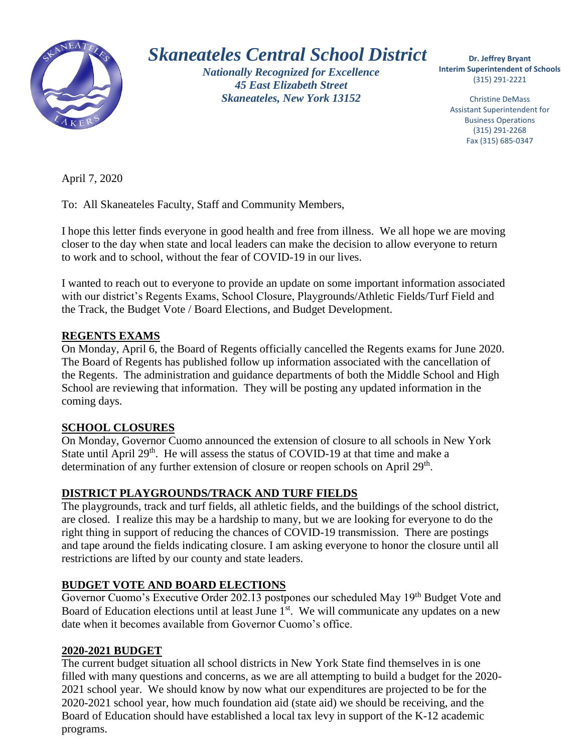# *Skaneateles Central School District*

***Nationally Recognized for Excellence***
***45 East Elizabeth Street***
***Skaneateles, New York 13152***

**Dr. Jeffrey Bryant**
**Interim Superintendent of Schools**
(315) 291-2221

Christine DeMass
Assistant Superintendent for Business Operations
(315) 291-2268
Fax (315) 685-0347

April 7, 2020

To: All Skaneateles Faculty, Staff and Community Members,

I hope this letter finds everyone in good health and free from illness. We all hope we are moving closer to the day when state and local leaders can make the decision to allow everyone to return to work and to school, without the fear of COVID-19 in our lives.

I wanted to reach out to everyone to provide an update on some important information associated with our district's Regents Exams, School Closure, Playgrounds/Athletic Fields/Turf Field and the Track, the Budget Vote / Board Elections, and Budget Development.

## **REGENTS EXAMS**

On Monday, April 6, the Board of Regents officially cancelled the Regents exams for June 2020. The Board of Regents has published follow up information associated with the cancellation of the Regents. The administration and guidance departments of both the Middle School and High School are reviewing that information. They will be posting any updated information in the coming days.

## **SCHOOL CLOSURES**

On Monday, Governor Cuomo announced the extension of closure to all schools in New York State until April 29th. He will assess the status of COVID-19 at that time and make a determination of any further extension of closure or reopen schools on April 29th.

## **DISTRICT PLAYGROUNDS/TRACK AND TURF FIELDS**

The playgrounds, track and turf fields, all athletic fields, and the buildings of the school district, are closed. I realize this may be a hardship to many, but we are looking for everyone to do the right thing in support of reducing the chances of COVID-19 transmission. There are postings and tape around the fields indicating closure. I am asking everyone to honor the closure until all restrictions are lifted by our county and state leaders.

## **BUDGET VOTE AND BOARD ELECTIONS**

Governor Cuomo's Executive Order 202.13 postpones our scheduled May 19th Budget Vote and Board of Education elections until at least June 1st. We will communicate any updates on a new date when it becomes available from Governor Cuomo's office.

## **2020-2021 BUDGET**

The current budget situation all school districts in New York State find themselves in is one filled with many questions and concerns, as we are all attempting to build a budget for the 2020-2021 school year. We should know by now what our expenditures are projected to be for the 2020-2021 school year, how much foundation aid (state aid) we should be receiving, and the Board of Education should have established a local tax levy in support of the K-12 academic programs.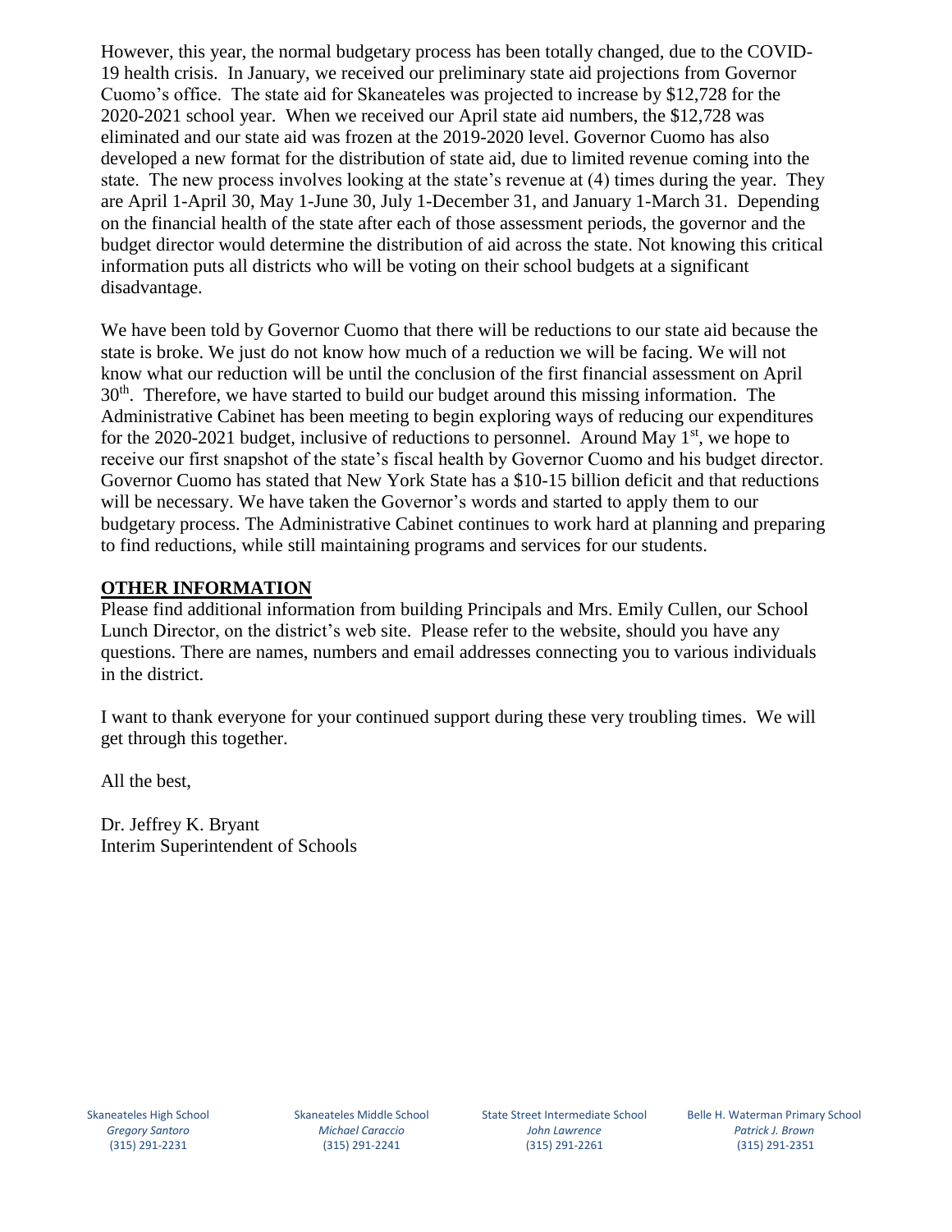However, this year, the normal budgetary process has been totally changed, due to the COVID-19 health crisis. In January, we received our preliminary state aid projections from Governor Cuomo's office. The state aid for Skaneateles was projected to increase by $12,728 for the 2020-2021 school year. When we received our April state aid numbers, the $12,728 was eliminated and our state aid was frozen at the 2019-2020 level. Governor Cuomo has also developed a new format for the distribution of state aid, due to limited revenue coming into the state. The new process involves looking at the state's revenue at (4) times during the year. They are April 1-April 30, May 1-June 30, July 1-December 31, and January 1-March 31. Depending on the financial health of the state after each of those assessment periods, the governor and the budget director would determine the distribution of aid across the state. Not knowing this critical information puts all districts who will be voting on their school budgets at a significant disadvantage.

We have been told by Governor Cuomo that there will be reductions to our state aid because the state is broke. We just do not know how much of a reduction we will be facing. We will not know what our reduction will be until the conclusion of the first financial assessment on April 30th. Therefore, we have started to build our budget around this missing information. The Administrative Cabinet has been meeting to begin exploring ways of reducing our expenditures for the 2020-2021 budget, inclusive of reductions to personnel. Around May 1st, we hope to receive our first snapshot of the state's fiscal health by Governor Cuomo and his budget director. Governor Cuomo has stated that New York State has a $10-15 billion deficit and that reductions will be necessary. We have taken the Governor's words and started to apply them to our budgetary process. The Administrative Cabinet continues to work hard at planning and preparing to find reductions, while still maintaining programs and services for our students.

**OTHER INFORMATION**

Please find additional information from building Principals and Mrs. Emily Cullen, our School Lunch Director, on the district's web site. Please refer to the website, should you have any questions. There are names, numbers and email addresses connecting you to various individuals in the district.

I want to thank everyone for your continued support during these very troubling times. We will get through this together.

All the best,

Dr. Jeffrey K. Bryant
Interim Superintendent of Schools

Skaneateles High School
*Gregory Santoro*
(315) 291-2231

Skaneateles Middle School
*Michael Caraccio*
(315) 291-2241

State Street Intermediate School
*John Lawrence*
(315) 291-2261

Belle H. Waterman Primary School
*Patrick J. Brown*
(315) 291-2351